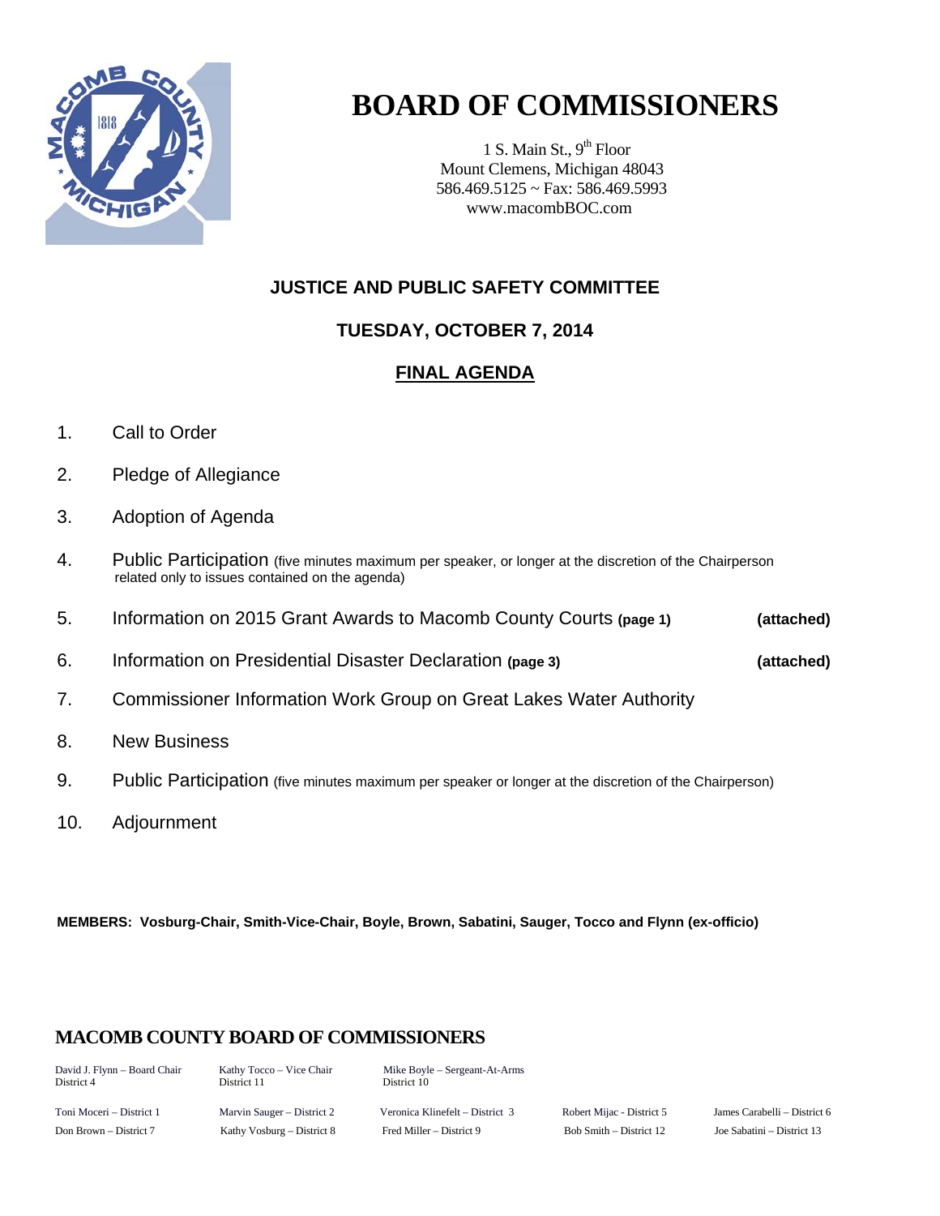# BOARD OF COMMISSIONERS

1 S. Main St., 9th Floor
Mount Clemens, Michigan 48043
586.469.5125 ~ Fax: 586.469.5993
www.macombBOC.com

## JUSTICE AND PUBLIC SAFETY COMMITTEE

## TUESDAY, OCTOBER 7, 2014

## FINAL AGENDA

1. Call to Order
2. Pledge of Allegiance
3. Adoption of Agenda
4. Public Participation (five minutes maximum per speaker, or longer at the discretion of the Chairperson related only to issues contained on the agenda)
5. Information on 2015 Grant Awards to Macomb County Courts **(page 1)** **(attached)**
6. Information on Presidential Disaster Declaration **(page 3)** **(attached)**
7. Commissioner Information Work Group on Great Lakes Water Authority
8. New Business
9. Public Participation (five minutes maximum per speaker or longer at the discretion of the Chairperson)
10. Adjournment

**MEMBERS: Vosburg-Chair, Smith-Vice-Chair, Boyle, Brown, Sabatini, Sauger, Tocco and Flynn (ex-officio)**

## MACOMB COUNTY BOARD OF COMMISSIONERS

David J. Flynn – Board Chair, District 4
Kathy Tocco – Vice Chair, District 11
Mike Boyle – Sergeant-At-Arms, District 10

Toni Moceri – District 1
Marvin Sauger – District 2
Veronica Klinefelt – District 3
Robert Mijac - District 5
James Carabelli – District 6
Don Brown – District 7
Kathy Vosburg – District 8
Fred Miller – District 9
Bob Smith – District 12
Joe Sabatini – District 13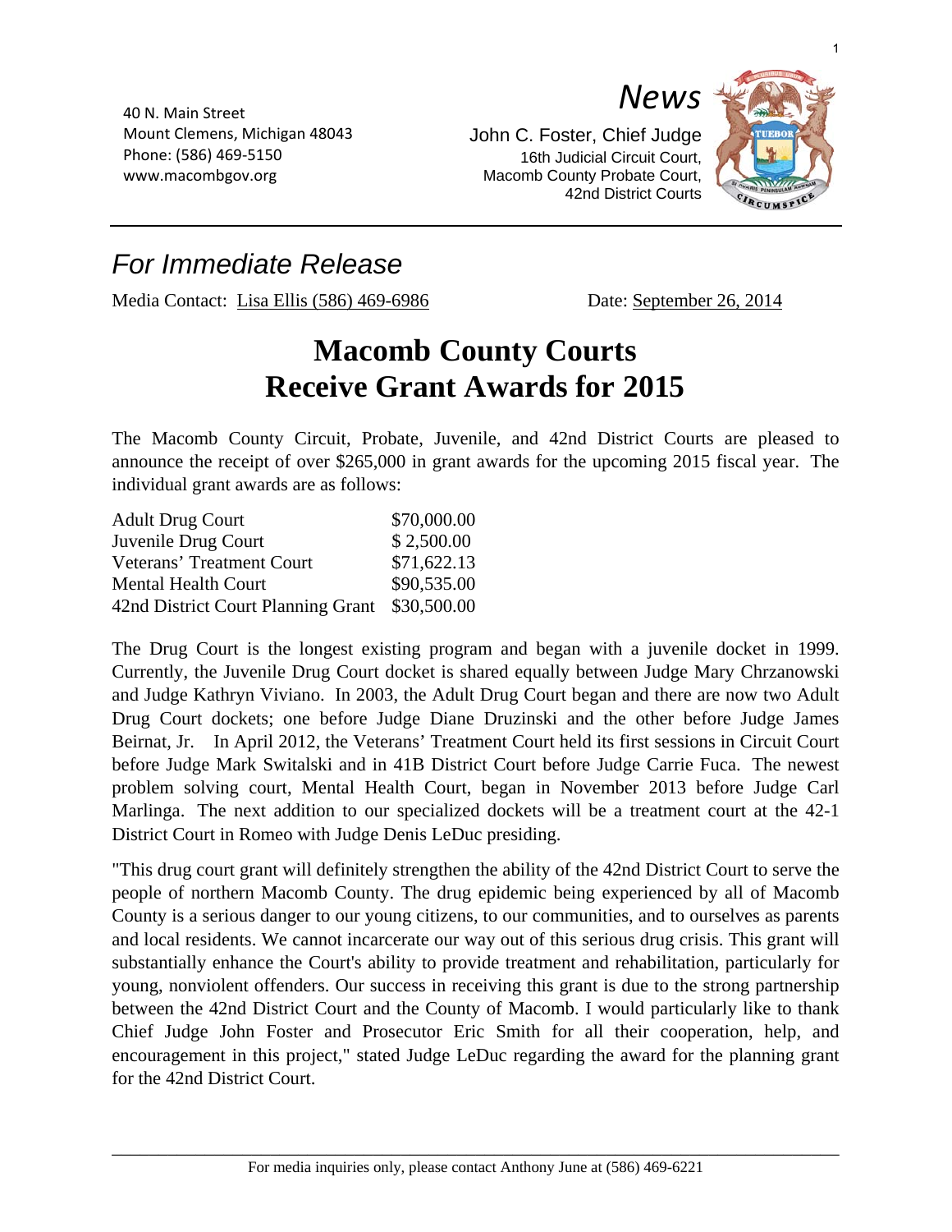40 N. Main Street
Mount Clemens, Michigan 48043
Phone: (586) 469-5150
www.macombgov.org

*News*

John C. Foster, Chief Judge
16th Judicial Circuit Court,
Macomb County Probate Court,
42nd District Courts

## *For Immediate Release*

Media Contact: Lisa Ellis (586) 469-6986 Date: September 26, 2014

# Macomb County Courts Receive Grant Awards for 2015

The Macomb County Circuit, Probate, Juvenile, and 42nd District Courts are pleased to announce the receipt of over $265,000 in grant awards for the upcoming 2015 fiscal year. The individual grant awards are as follows:

| | |
|---|---|
| Adult Drug Court | $70,000.00 |
| Juvenile Drug Court | $ 2,500.00 |
| Veterans' Treatment Court | $71,622.13 |
| Mental Health Court | $90,535.00 |
| 42nd District Court Planning Grant | $30,500.00 |

The Drug Court is the longest existing program and began with a juvenile docket in 1999. Currently, the Juvenile Drug Court docket is shared equally between Judge Mary Chrzanowski and Judge Kathryn Viviano. In 2003, the Adult Drug Court began and there are now two Adult Drug Court dockets; one before Judge Diane Druzinski and the other before Judge James Beirnat, Jr. In April 2012, the Veterans' Treatment Court held its first sessions in Circuit Court before Judge Mark Switalski and in 41B District Court before Judge Carrie Fuca. The newest problem solving court, Mental Health Court, began in November 2013 before Judge Carl Marlinga. The next addition to our specialized dockets will be a treatment court at the 42-1 District Court in Romeo with Judge Denis LeDuc presiding.

"This drug court grant will definitely strengthen the ability of the 42nd District Court to serve the people of northern Macomb County. The drug epidemic being experienced by all of Macomb County is a serious danger to our young citizens, to our communities, and to ourselves as parents and local residents. We cannot incarcerate our way out of this serious drug crisis. This grant will substantially enhance the Court's ability to provide treatment and rehabilitation, particularly for young, nonviolent offenders. Our success in receiving this grant is due to the strong partnership between the 42nd District Court and the County of Macomb. I would particularly like to thank Chief Judge John Foster and Prosecutor Eric Smith for all their cooperation, help, and encouragement in this project," stated Judge LeDuc regarding the award for the planning grant for the 42nd District Court.

For media inquiries only, please contact Anthony June at (586) 469-6221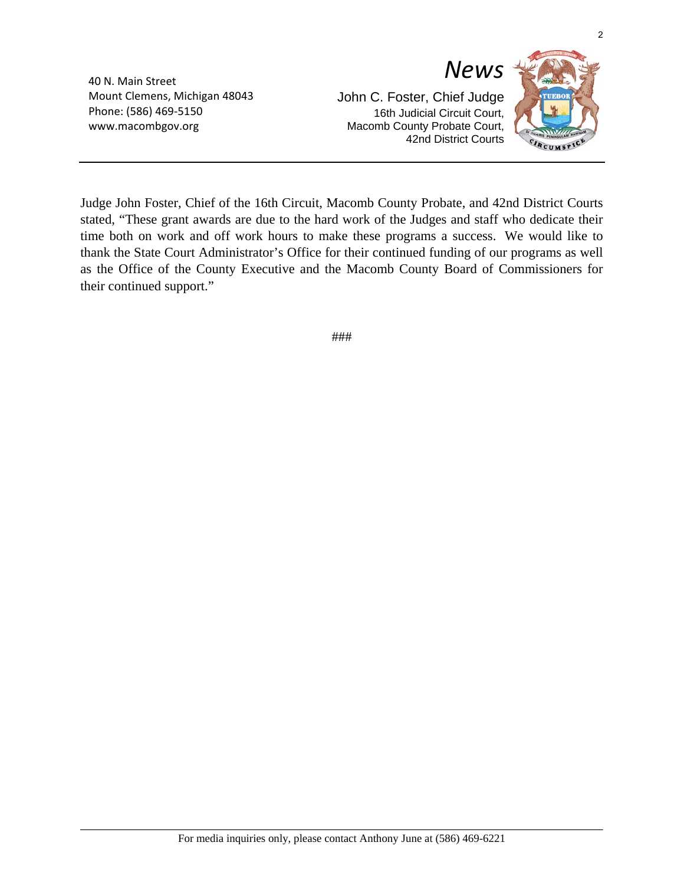40 N. Main Street
Mount Clemens, Michigan 48043
Phone: (586) 469-5150
www.macombgov.org

*News*

John C. Foster, Chief Judge
16th Judicial Circuit Court,
Macomb County Probate Court,
42nd District Courts

Judge John Foster, Chief of the 16th Circuit, Macomb County Probate, and 42nd District Courts stated, "These grant awards are due to the hard work of the Judges and staff who dedicate their time both on work and off work hours to make these programs a success. We would like to thank the State Court Administrator's Office for their continued funding of our programs as well as the Office of the County Executive and the Macomb County Board of Commissioners for their continued support."

###

For media inquiries only, please contact Anthony June at (586) 469-6221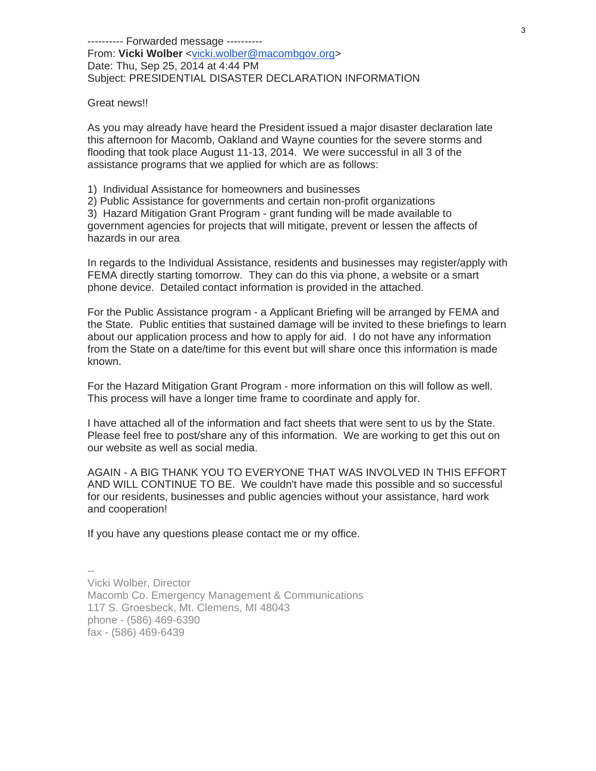---------- Forwarded message ----------
From: **Vicki Wolber** <vicki.wolber@macombgov.org>
Date: Thu, Sep 25, 2014 at 4:44 PM
Subject: PRESIDENTIAL DISASTER DECLARATION INFORMATION

Great news!!

As you may already have heard the President issued a major disaster declaration late this afternoon for Macomb, Oakland and Wayne counties for the severe storms and flooding that took place August 11-13, 2014. We were successful in all 3 of the assistance programs that we applied for which are as follows:

1) Individual Assistance for homeowners and businesses
2) Public Assistance for governments and certain non-profit organizations
3) Hazard Mitigation Grant Program - grant funding will be made available to government agencies for projects that will mitigate, prevent or lessen the affects of hazards in our area

In regards to the Individual Assistance, residents and businesses may register/apply with FEMA directly starting tomorrow. They can do this via phone, a website or a smart phone device. Detailed contact information is provided in the attached.

For the Public Assistance program - a Applicant Briefing will be arranged by FEMA and the State. Public entities that sustained damage will be invited to these briefings to learn about our application process and how to apply for aid. I do not have any information from the State on a date/time for this event but will share once this information is made known.

For the Hazard Mitigation Grant Program - more information on this will follow as well. This process will have a longer time frame to coordinate and apply for.

I have attached all of the information and fact sheets that were sent to us by the State. Please feel free to post/share any of this information. We are working to get this out on our website as well as social media.

AGAIN - A BIG THANK YOU TO EVERYONE THAT WAS INVOLVED IN THIS EFFORT AND WILL CONTINUE TO BE. We couldn't have made this possible and so successful for our residents, businesses and public agencies without your assistance, hard work and cooperation!

If you have any questions please contact me or my office.

--
Vicki Wolber, Director
Macomb Co. Emergency Management & Communications
117 S. Groesbeck, Mt. Clemens, MI 48043
phone - (586) 469-6390
fax - (586) 469-6439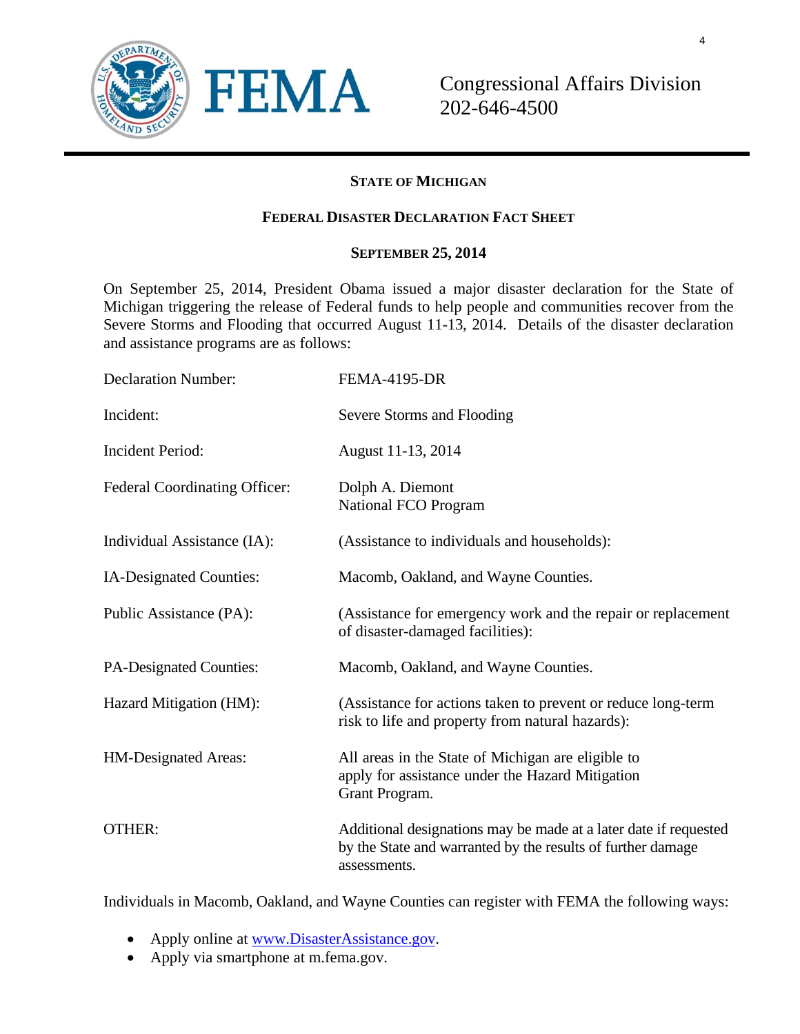FEMA

Congressional Affairs Division
202-646-4500

**STATE OF MICHIGAN**

**FEDERAL DISASTER DECLARATION FACT SHEET**

**SEPTEMBER 25, 2014**

On September 25, 2014, President Obama issued a major disaster declaration for the State of Michigan triggering the release of Federal funds to help people and communities recover from the Severe Storms and Flooding that occurred August 11-13, 2014. Details of the disaster declaration and assistance programs are as follows:

| | |
|---|---|
| Declaration Number: | FEMA-4195-DR |
| Incident: | Severe Storms and Flooding |
| Incident Period: | August 11-13, 2014 |
| Federal Coordinating Officer: | Dolph A. Diemont<br>National FCO Program |
| Individual Assistance (IA): | (Assistance to individuals and households): |
| IA-Designated Counties: | Macomb, Oakland, and Wayne Counties. |
| Public Assistance (PA): | (Assistance for emergency work and the repair or replacement of disaster-damaged facilities): |
| PA-Designated Counties: | Macomb, Oakland, and Wayne Counties. |
| Hazard Mitigation (HM): | (Assistance for actions taken to prevent or reduce long-term risk to life and property from natural hazards): |
| HM-Designated Areas: | All areas in the State of Michigan are eligible to apply for assistance under the Hazard Mitigation Grant Program. |
| OTHER: | Additional designations may be made at a later date if requested by the State and warranted by the results of further damage assessments. |

Individuals in Macomb, Oakland, and Wayne Counties can register with FEMA the following ways:

- Apply online at [www.DisasterAssistance.gov](http://www.DisasterAssistance.gov).
- Apply via smartphone at m.fema.gov.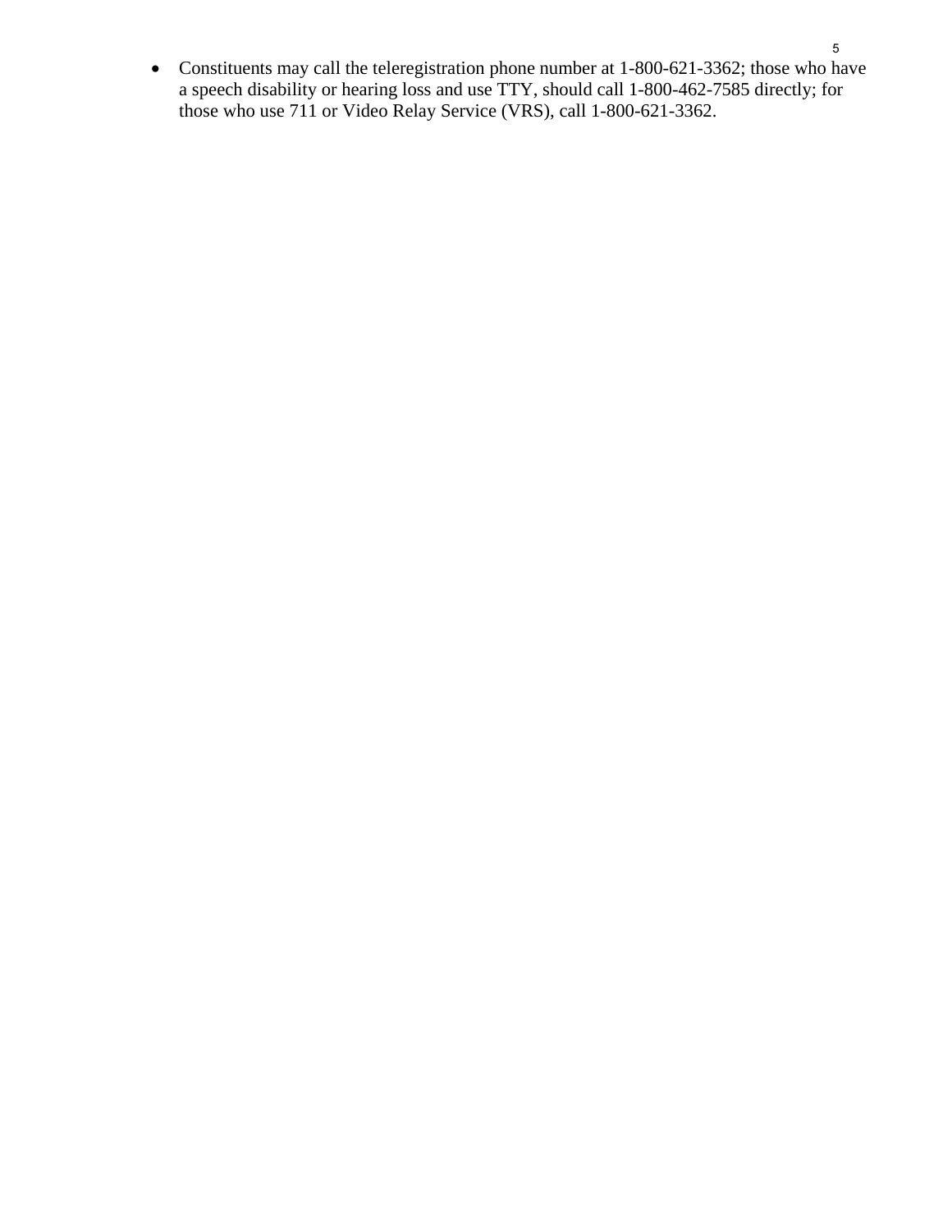- Constituents may call the teleregistration phone number at 1-800-621-3362; those who have a speech disability or hearing loss and use TTY, should call 1-800-462-7585 directly; for those who use 711 or Video Relay Service (VRS), call 1-800-621-3362.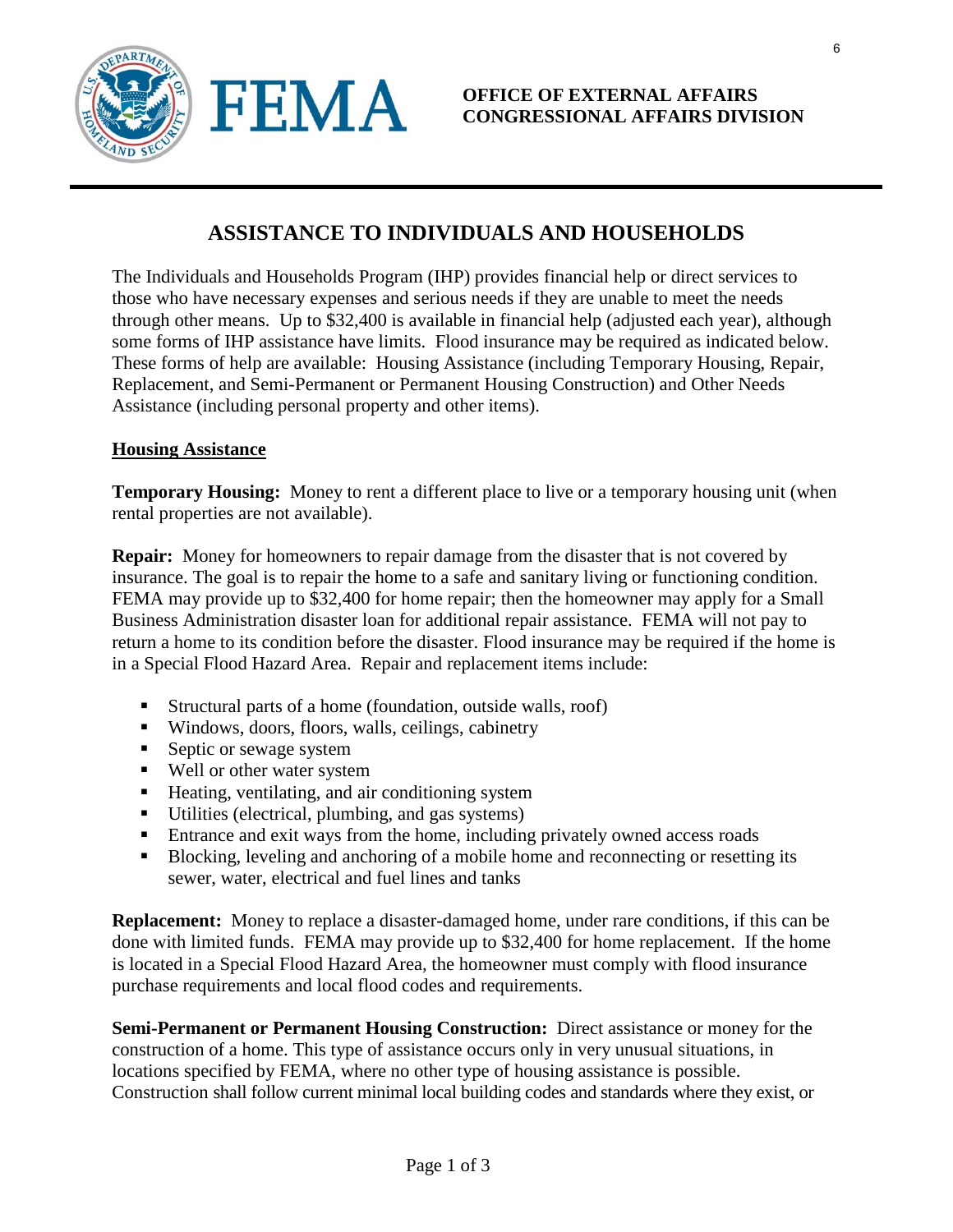**OFFICE OF EXTERNAL AFFAIRS**
**CONGRESSIONAL AFFAIRS DIVISION**

# ASSISTANCE TO INDIVIDUALS AND HOUSEHOLDS

The Individuals and Households Program (IHP) provides financial help or direct services to those who have necessary expenses and serious needs if they are unable to meet the needs through other means. Up to $32,400 is available in financial help (adjusted each year), although some forms of IHP assistance have limits. Flood insurance may be required as indicated below. These forms of help are available: Housing Assistance (including Temporary Housing, Repair, Replacement, and Semi-Permanent or Permanent Housing Construction) and Other Needs Assistance (including personal property and other items).

## Housing Assistance

**Temporary Housing:** Money to rent a different place to live or a temporary housing unit (when rental properties are not available).

**Repair:** Money for homeowners to repair damage from the disaster that is not covered by insurance. The goal is to repair the home to a safe and sanitary living or functioning condition. FEMA may provide up to $32,400 for home repair; then the homeowner may apply for a Small Business Administration disaster loan for additional repair assistance. FEMA will not pay to return a home to its condition before the disaster. Flood insurance may be required if the home is in a Special Flood Hazard Area. Repair and replacement items include:

- Structural parts of a home (foundation, outside walls, roof)
- Windows, doors, floors, walls, ceilings, cabinetry
- Septic or sewage system
- Well or other water system
- Heating, ventilating, and air conditioning system
- Utilities (electrical, plumbing, and gas systems)
- Entrance and exit ways from the home, including privately owned access roads
- Blocking, leveling and anchoring of a mobile home and reconnecting or resetting its sewer, water, electrical and fuel lines and tanks

**Replacement:** Money to replace a disaster-damaged home, under rare conditions, if this can be done with limited funds. FEMA may provide up to $32,400 for home replacement. If the home is located in a Special Flood Hazard Area, the homeowner must comply with flood insurance purchase requirements and local flood codes and requirements.

**Semi-Permanent or Permanent Housing Construction:** Direct assistance or money for the construction of a home. This type of assistance occurs only in very unusual situations, in locations specified by FEMA, where no other type of housing assistance is possible. Construction shall follow current minimal local building codes and standards where they exist, or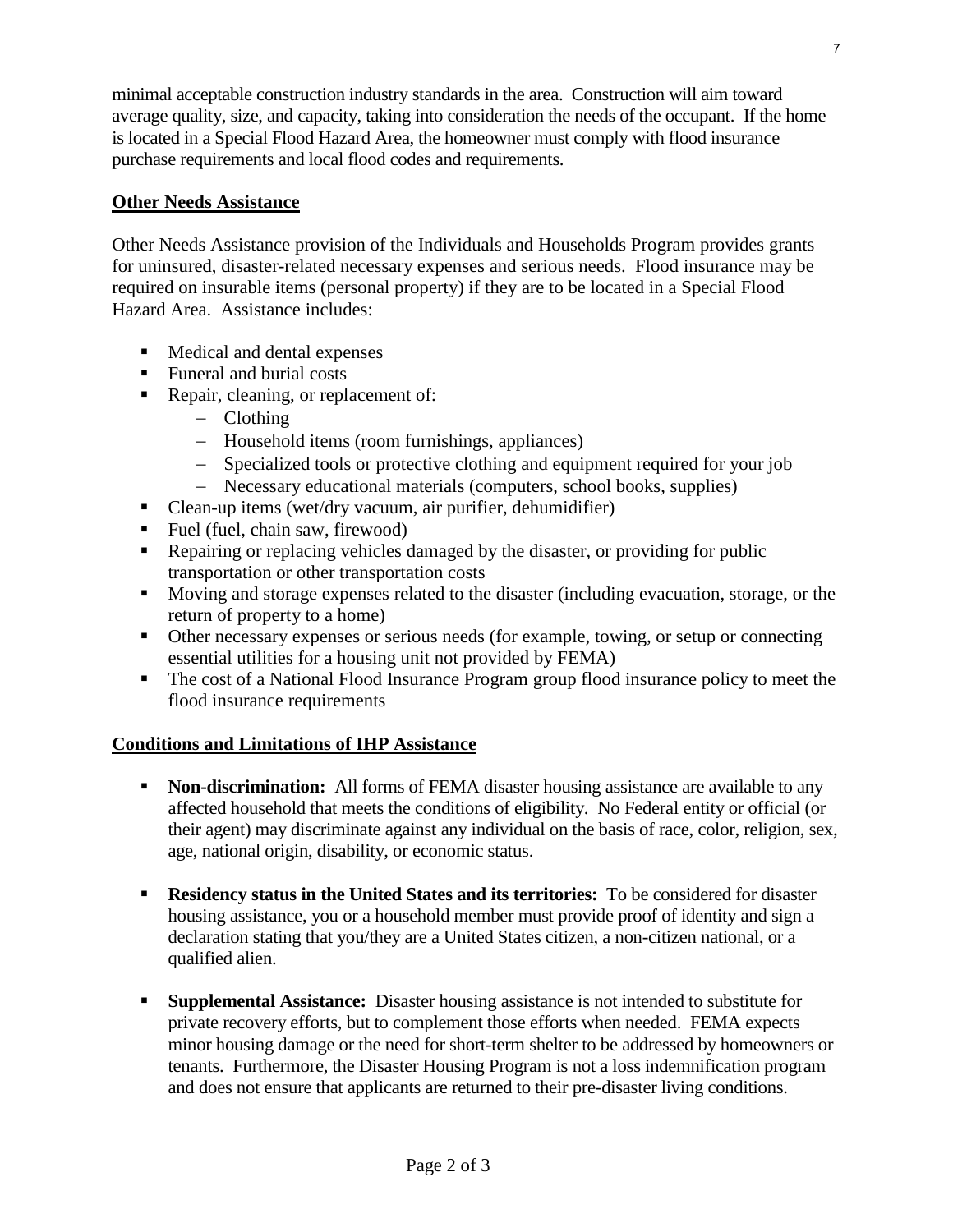minimal acceptable construction industry standards in the area. Construction will aim toward average quality, size, and capacity, taking into consideration the needs of the occupant. If the home is located in a Special Flood Hazard Area, the homeowner must comply with flood insurance purchase requirements and local flood codes and requirements.

## Other Needs Assistance

Other Needs Assistance provision of the Individuals and Households Program provides grants for uninsured, disaster-related necessary expenses and serious needs. Flood insurance may be required on insurable items (personal property) if they are to be located in a Special Flood Hazard Area. Assistance includes:

- Medical and dental expenses
- Funeral and burial costs
- Repair, cleaning, or replacement of:
  - Clothing
  - Household items (room furnishings, appliances)
  - Specialized tools or protective clothing and equipment required for your job
  - Necessary educational materials (computers, school books, supplies)
- Clean-up items (wet/dry vacuum, air purifier, dehumidifier)
- Fuel (fuel, chain saw, firewood)
- Repairing or replacing vehicles damaged by the disaster, or providing for public transportation or other transportation costs
- Moving and storage expenses related to the disaster (including evacuation, storage, or the return of property to a home)
- Other necessary expenses or serious needs (for example, towing, or setup or connecting essential utilities for a housing unit not provided by FEMA)
- The cost of a National Flood Insurance Program group flood insurance policy to meet the flood insurance requirements

## Conditions and Limitations of IHP Assistance

- **Non-discrimination:** All forms of FEMA disaster housing assistance are available to any affected household that meets the conditions of eligibility. No Federal entity or official (or their agent) may discriminate against any individual on the basis of race, color, religion, sex, age, national origin, disability, or economic status.

- **Residency status in the United States and its territories:** To be considered for disaster housing assistance, you or a household member must provide proof of identity and sign a declaration stating that you/they are a United States citizen, a non-citizen national, or a qualified alien.

- **Supplemental Assistance:** Disaster housing assistance is not intended to substitute for private recovery efforts, but to complement those efforts when needed. FEMA expects minor housing damage or the need for short-term shelter to be addressed by homeowners or tenants. Furthermore, the Disaster Housing Program is not a loss indemnification program and does not ensure that applicants are returned to their pre-disaster living conditions.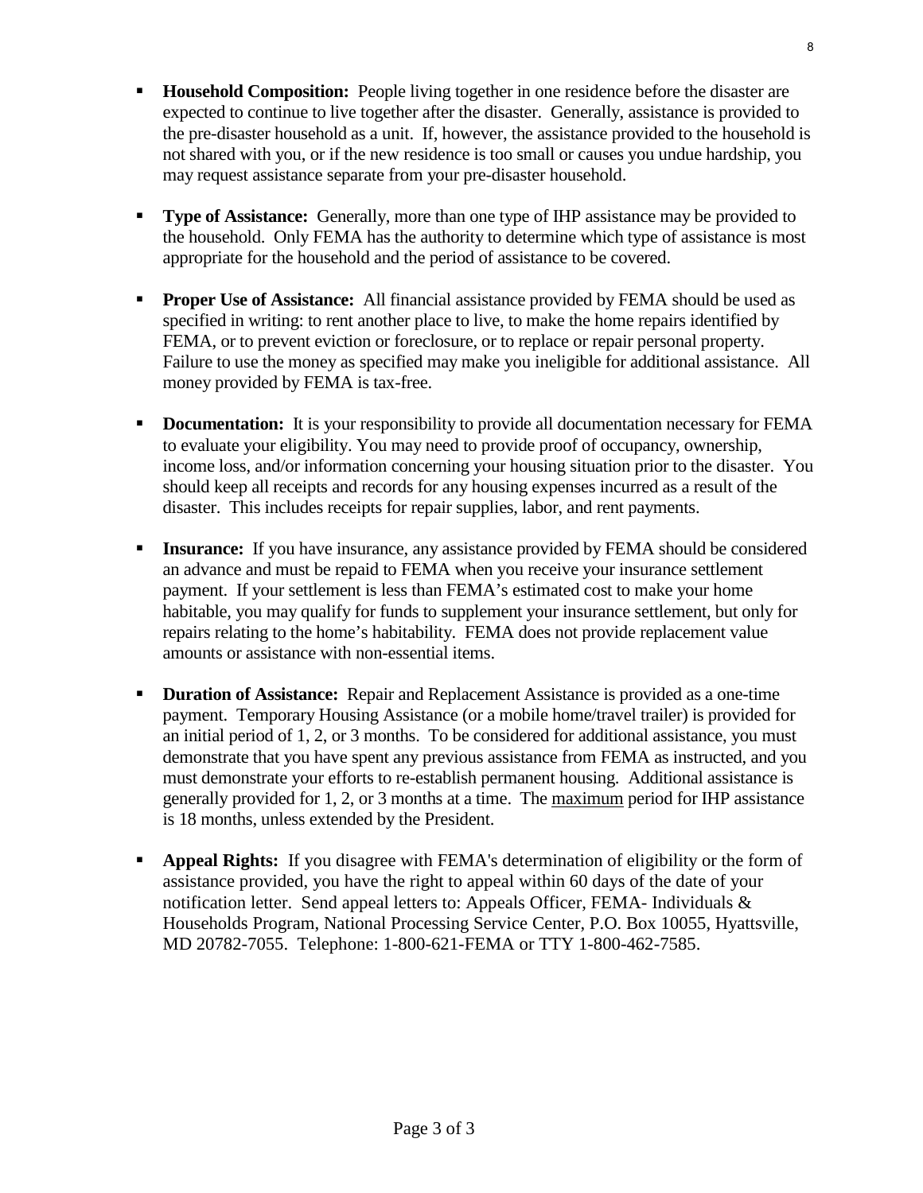- **Household Composition:** People living together in one residence before the disaster are expected to continue to live together after the disaster. Generally, assistance is provided to the pre-disaster household as a unit. If, however, the assistance provided to the household is not shared with you, or if the new residence is too small or causes you undue hardship, you may request assistance separate from your pre-disaster household.

- **Type of Assistance:** Generally, more than one type of IHP assistance may be provided to the household. Only FEMA has the authority to determine which type of assistance is most appropriate for the household and the period of assistance to be covered.

- **Proper Use of Assistance:** All financial assistance provided by FEMA should be used as specified in writing: to rent another place to live, to make the home repairs identified by FEMA, or to prevent eviction or foreclosure, or to replace or repair personal property. Failure to use the money as specified may make you ineligible for additional assistance. All money provided by FEMA is tax-free.

- **Documentation:** It is your responsibility to provide all documentation necessary for FEMA to evaluate your eligibility. You may need to provide proof of occupancy, ownership, income loss, and/or information concerning your housing situation prior to the disaster. You should keep all receipts and records for any housing expenses incurred as a result of the disaster. This includes receipts for repair supplies, labor, and rent payments.

- **Insurance:** If you have insurance, any assistance provided by FEMA should be considered an advance and must be repaid to FEMA when you receive your insurance settlement payment. If your settlement is less than FEMA's estimated cost to make your home habitable, you may qualify for funds to supplement your insurance settlement, but only for repairs relating to the home's habitability. FEMA does not provide replacement value amounts or assistance with non-essential items.

- **Duration of Assistance:** Repair and Replacement Assistance is provided as a one-time payment. Temporary Housing Assistance (or a mobile home/travel trailer) is provided for an initial period of 1, 2, or 3 months. To be considered for additional assistance, you must demonstrate that you have spent any previous assistance from FEMA as instructed, and you must demonstrate your efforts to re-establish permanent housing. Additional assistance is generally provided for 1, 2, or 3 months at a time. The maximum period for IHP assistance is 18 months, unless extended by the President.

- **Appeal Rights:** If you disagree with FEMA's determination of eligibility or the form of assistance provided, you have the right to appeal within 60 days of the date of your notification letter. Send appeal letters to: Appeals Officer, FEMA- Individuals & Households Program, National Processing Service Center, P.O. Box 10055, Hyattsville, MD 20782-7055. Telephone: 1-800-621-FEMA or TTY 1-800-462-7585.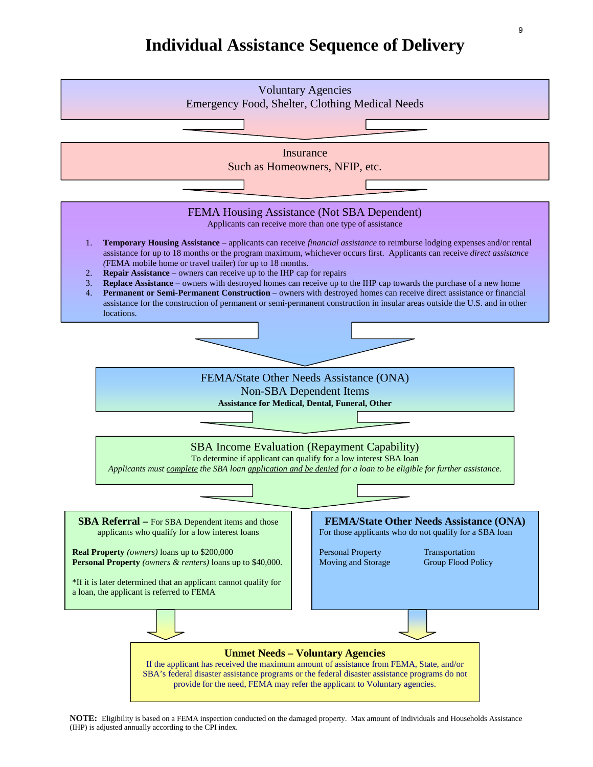# Individual Assistance Sequence of Delivery

**Voluntary Agencies**
Emergency Food, Shelter, Clothing Medical Needs

**Insurance**
Such as Homeowners, NFIP, etc.

**FEMA Housing Assistance (Not SBA Dependent)**
Applicants can receive more than one type of assistance

1. **Temporary Housing Assistance** – applicants can receive *financial assistance* to reimburse lodging expenses and/or rental assistance for up to 18 months or the program maximum, whichever occurs first. Applicants can receive *direct assistance (*FEMA mobile home or travel trailer) for up to 18 months.
2. **Repair Assistance** – owners can receive up to the IHP cap for repairs
3. **Replace Assistance** – owners with destroyed homes can receive up to the IHP cap towards the purchase of a new home
4. **Permanent or Semi-Permanent Construction** – owners with destroyed homes can receive direct assistance or financial assistance for the construction of permanent or semi-permanent construction in insular areas outside the U.S. and in other locations.

**FEMA/State Other Needs Assistance (ONA)**
Non-SBA Dependent Items
**Assistance for Medical, Dental, Funeral, Other**

**SBA Income Evaluation (Repayment Capability)**
To determine if applicant can qualify for a low interest SBA loan
*Applicants must complete the SBA loan application and be denied for a loan to be eligible for further assistance.*

**SBA Referral –** For SBA Dependent items and those applicants who qualify for a low interest loans

**Real Property** *(owners)* loans up to $200,000
**Personal Property** *(owners & renters)* loans up to $40,000.

*If it is later determined that an applicant cannot qualify for a loan, the applicant is referred to FEMA

**FEMA/State Other Needs Assistance (ONA)**
For those applicants who do not qualify for a SBA loan

- Personal Property
- Moving and Storage
- Transportation
- Group Flood Policy

**Unmet Needs – Voluntary Agencies**
If the applicant has received the maximum amount of assistance from FEMA, State, and/or SBA's federal disaster assistance programs or the federal disaster assistance programs do not provide for the need, FEMA may refer the applicant to Voluntary agencies.

**NOTE:** Eligibility is based on a FEMA inspection conducted on the damaged property. Max amount of Individuals and Households Assistance (IHP) is adjusted annually according to the CPI index.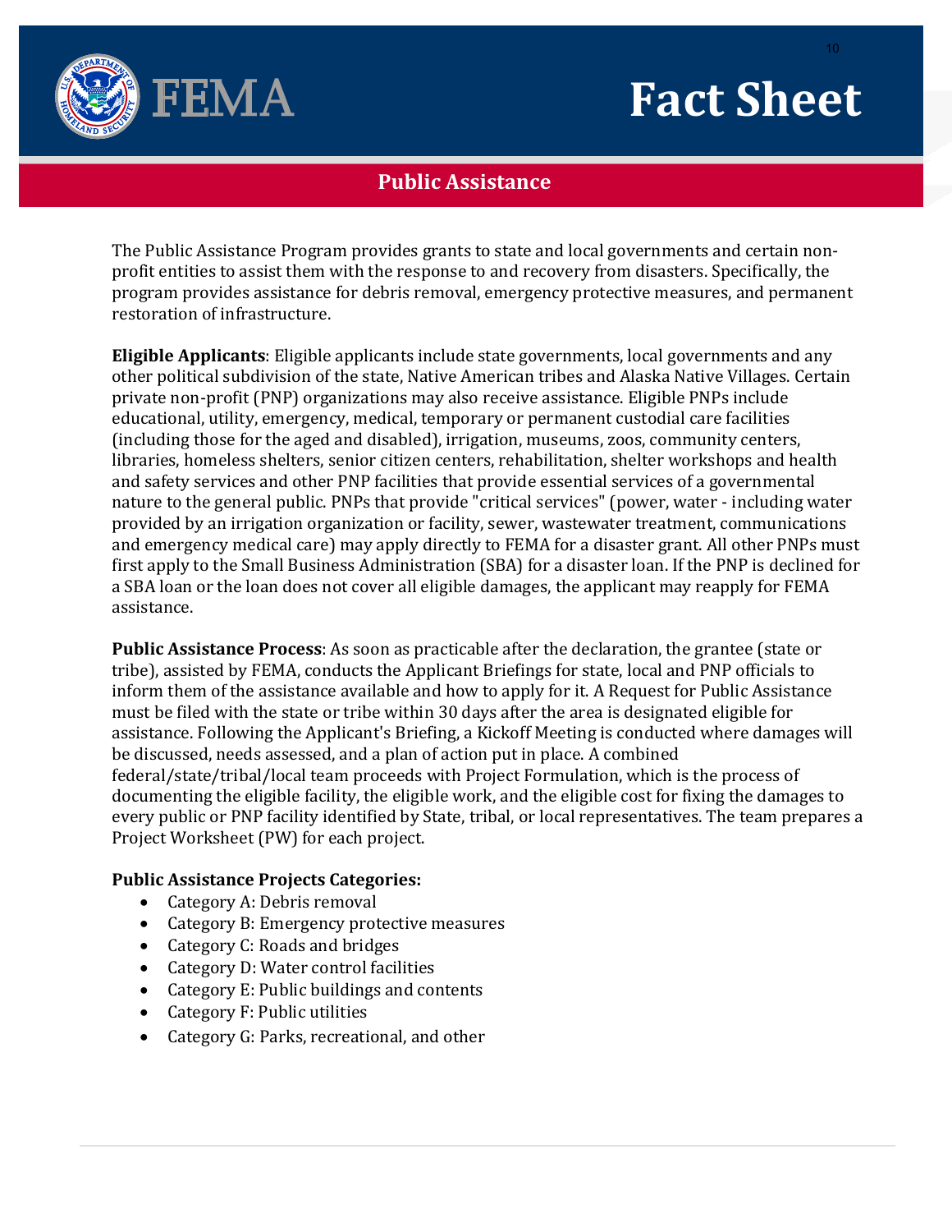# Fact Sheet

## Public Assistance

The Public Assistance Program provides grants to state and local governments and certain non-profit entities to assist them with the response to and recovery from disasters. Specifically, the program provides assistance for debris removal, emergency protective measures, and permanent restoration of infrastructure.

**Eligible Applicants**: Eligible applicants include state governments, local governments and any other political subdivision of the state, Native American tribes and Alaska Native Villages. Certain private non-profit (PNP) organizations may also receive assistance. Eligible PNPs include educational, utility, emergency, medical, temporary or permanent custodial care facilities (including those for the aged and disabled), irrigation, museums, zoos, community centers, libraries, homeless shelters, senior citizen centers, rehabilitation, shelter workshops and health and safety services and other PNP facilities that provide essential services of a governmental nature to the general public. PNPs that provide "critical services" (power, water - including water provided by an irrigation organization or facility, sewer, wastewater treatment, communications and emergency medical care) may apply directly to FEMA for a disaster grant. All other PNPs must first apply to the Small Business Administration (SBA) for a disaster loan. If the PNP is declined for a SBA loan or the loan does not cover all eligible damages, the applicant may reapply for FEMA assistance.

**Public Assistance Process**: As soon as practicable after the declaration, the grantee (state or tribe), assisted by FEMA, conducts the Applicant Briefings for state, local and PNP officials to inform them of the assistance available and how to apply for it. A Request for Public Assistance must be filed with the state or tribe within 30 days after the area is designated eligible for assistance. Following the Applicant's Briefing, a Kickoff Meeting is conducted where damages will be discussed, needs assessed, and a plan of action put in place. A combined federal/state/tribal/local team proceeds with Project Formulation, which is the process of documenting the eligible facility, the eligible work, and the eligible cost for fixing the damages to every public or PNP facility identified by State, tribal, or local representatives. The team prepares a Project Worksheet (PW) for each project.

**Public Assistance Projects Categories:**

- Category A: Debris removal
- Category B: Emergency protective measures
- Category C: Roads and bridges
- Category D: Water control facilities
- Category E: Public buildings and contents
- Category F: Public utilities
- Category G: Parks, recreational, and other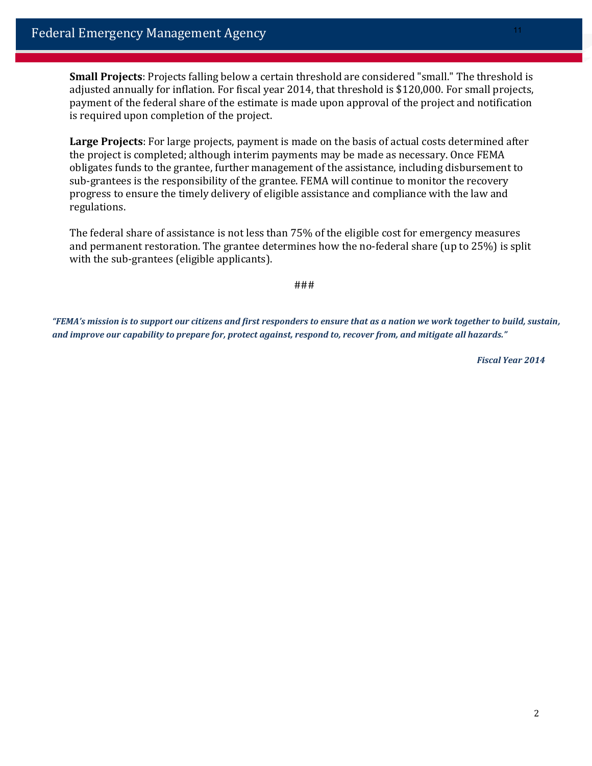**Small Projects**: Projects falling below a certain threshold are considered "small." The threshold is adjusted annually for inflation. For fiscal year 2014, that threshold is $120,000. For small projects, payment of the federal share of the estimate is made upon approval of the project and notification is required upon completion of the project.

**Large Projects**: For large projects, payment is made on the basis of actual costs determined after the project is completed; although interim payments may be made as necessary. Once FEMA obligates funds to the grantee, further management of the assistance, including disbursement to sub-grantees is the responsibility of the grantee. FEMA will continue to monitor the recovery progress to ensure the timely delivery of eligible assistance and compliance with the law and regulations.

The federal share of assistance is not less than 75% of the eligible cost for emergency measures and permanent restoration. The grantee determines how the no-federal share (up to 25%) is split with the sub-grantees (eligible applicants).

###

***"FEMA's mission is to support our citizens and first responders to ensure that as a nation we work together to build, sustain, and improve our capability to prepare for, protect against, respond to, recover from, and mitigate all hazards."***

***Fiscal Year 2014***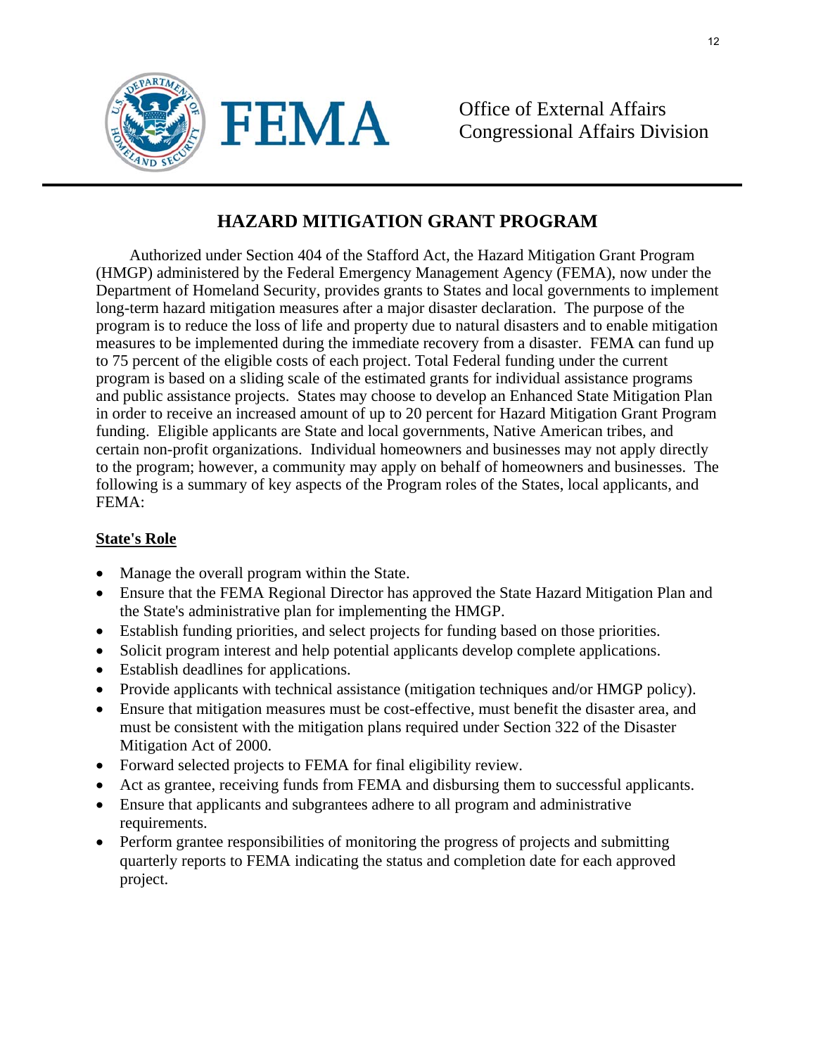Office of External Affairs
Congressional Affairs Division

## HAZARD MITIGATION GRANT PROGRAM

Authorized under Section 404 of the Stafford Act, the Hazard Mitigation Grant Program (HMGP) administered by the Federal Emergency Management Agency (FEMA), now under the Department of Homeland Security, provides grants to States and local governments to implement long-term hazard mitigation measures after a major disaster declaration. The purpose of the program is to reduce the loss of life and property due to natural disasters and to enable mitigation measures to be implemented during the immediate recovery from a disaster. FEMA can fund up to 75 percent of the eligible costs of each project. Total Federal funding under the current program is based on a sliding scale of the estimated grants for individual assistance programs and public assistance projects. States may choose to develop an Enhanced State Mitigation Plan in order to receive an increased amount of up to 20 percent for Hazard Mitigation Grant Program funding. Eligible applicants are State and local governments, Native American tribes, and certain non-profit organizations. Individual homeowners and businesses may not apply directly to the program; however, a community may apply on behalf of homeowners and businesses. The following is a summary of key aspects of the Program roles of the States, local applicants, and FEMA:

**State's Role**

- Manage the overall program within the State.
- Ensure that the FEMA Regional Director has approved the State Hazard Mitigation Plan and the State's administrative plan for implementing the HMGP.
- Establish funding priorities, and select projects for funding based on those priorities.
- Solicit program interest and help potential applicants develop complete applications.
- Establish deadlines for applications.
- Provide applicants with technical assistance (mitigation techniques and/or HMGP policy).
- Ensure that mitigation measures must be cost-effective, must benefit the disaster area, and must be consistent with the mitigation plans required under Section 322 of the Disaster Mitigation Act of 2000.
- Forward selected projects to FEMA for final eligibility review.
- Act as grantee, receiving funds from FEMA and disbursing them to successful applicants.
- Ensure that applicants and subgrantees adhere to all program and administrative requirements.
- Perform grantee responsibilities of monitoring the progress of projects and submitting quarterly reports to FEMA indicating the status and completion date for each approved project.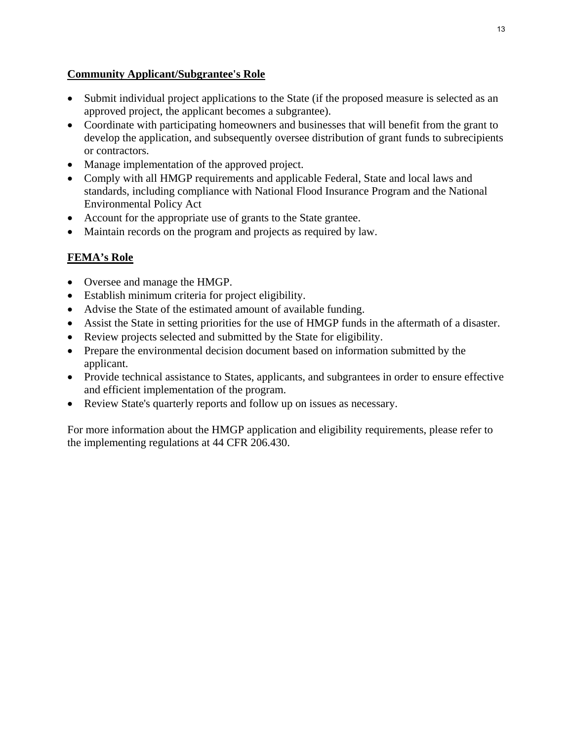**Community Applicant/Subgrantee's Role**

- Submit individual project applications to the State (if the proposed measure is selected as an approved project, the applicant becomes a subgrantee).
- Coordinate with participating homeowners and businesses that will benefit from the grant to develop the application, and subsequently oversee distribution of grant funds to subrecipients or contractors.
- Manage implementation of the approved project.
- Comply with all HMGP requirements and applicable Federal, State and local laws and standards, including compliance with National Flood Insurance Program and the National Environmental Policy Act
- Account for the appropriate use of grants to the State grantee.
- Maintain records on the program and projects as required by law.

**FEMA's Role**

- Oversee and manage the HMGP.
- Establish minimum criteria for project eligibility.
- Advise the State of the estimated amount of available funding.
- Assist the State in setting priorities for the use of HMGP funds in the aftermath of a disaster.
- Review projects selected and submitted by the State for eligibility.
- Prepare the environmental decision document based on information submitted by the applicant.
- Provide technical assistance to States, applicants, and subgrantees in order to ensure effective and efficient implementation of the program.
- Review State's quarterly reports and follow up on issues as necessary.

For more information about the HMGP application and eligibility requirements, please refer to the implementing regulations at 44 CFR 206.430.